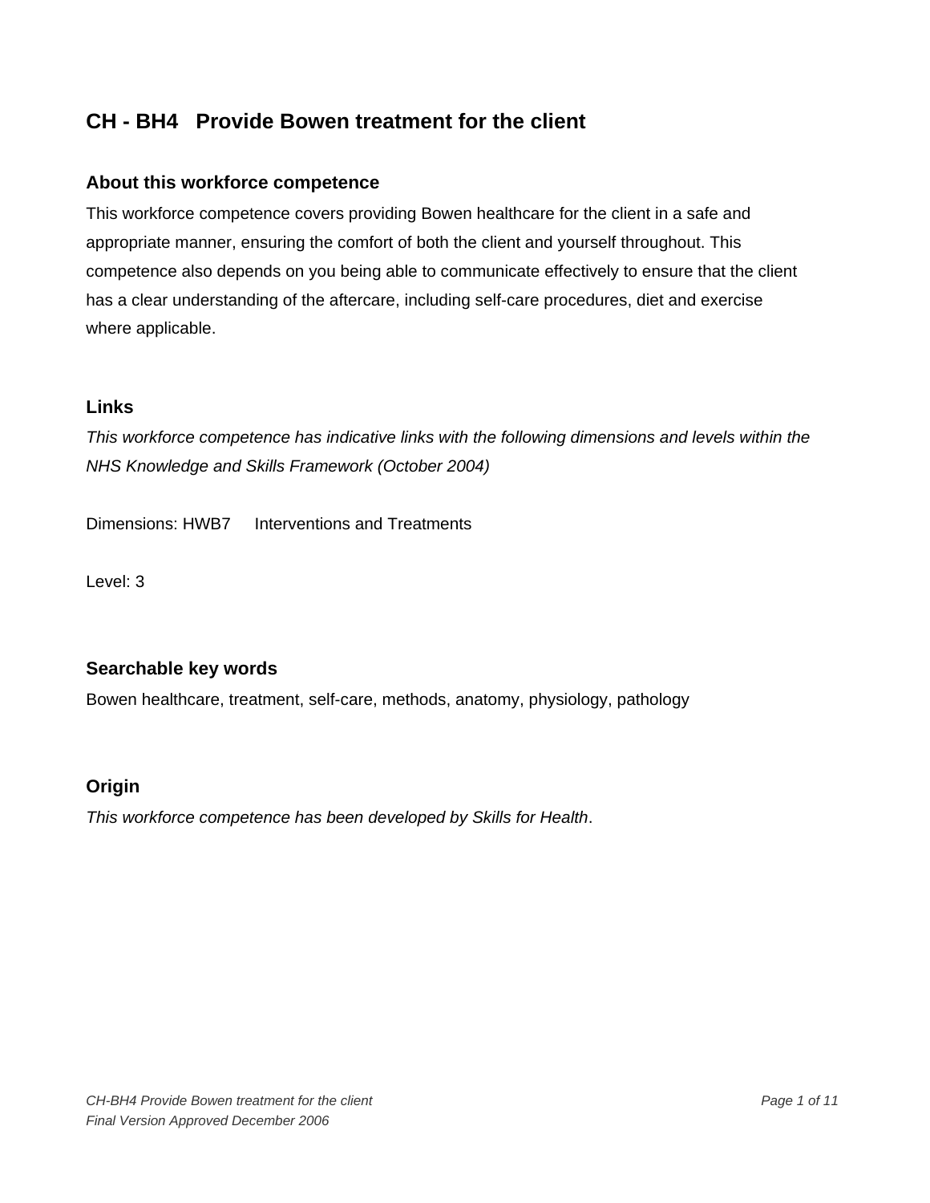# CH - BH4 Provide Bowen treatment for the client

## About this workforce competence

This workforce competence covers providing Bowen healthcare for the client in a safe and appropriate manner, ensuring the comfort of both the client and yourself throughout. This competence also depends on you being able to communicate effectively to ensure that the client has a clear understanding of the aftercare, including self-care procedures, diet and exercise where applicable.

## Links

*This workforce competence has indicative links with the following dimensions and levels within the NHS Knowledge and Skills Framework (October 2004)*

Dimensions: HWB7 Interventions and Treatments

Level: 3

## Searchable key words

Bowen healthcare, treatment, self-care, methods, anatomy, physiology, pathology

## Origin

*This workforce competence has been developed by Skills for Health*.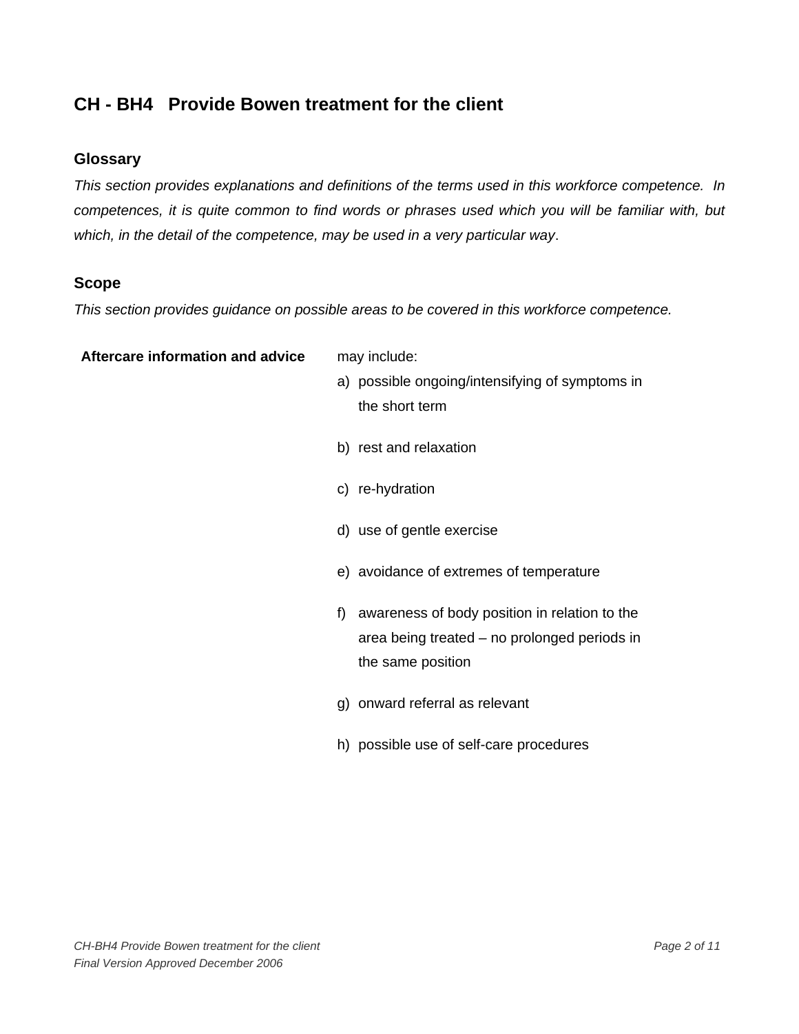# CH - BH4 Provide Bowen treatment for the client

## Glossary

*This section provides explanations and definitions of the terms used in this workforce competence. In competences, it is quite common to find words or phrases used which you will be familiar with, but which, in the detail of the competence, may be used in a very particular way.*

## Scope

*This section provides guidance on possible areas to be covered in this workforce competence.*

| | |
|---|---|
| **Aftercare information and advice** | may include:<br>a) possible ongoing/intensifying of symptoms in the short term<br>b) rest and relaxation<br>c) re-hydration<br>d) use of gentle exercise<br>e) avoidance of extremes of temperature<br>f) awareness of body position in relation to the area being treated – no prolonged periods in the same position<br>g) onward referral as relevant<br>h) possible use of self-care procedures |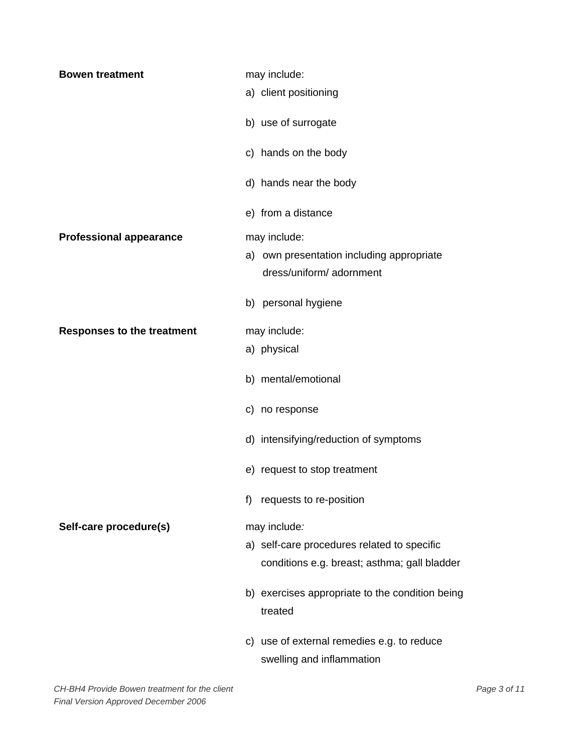| | |
|---|---|
| **Bowen treatment** | may include:<br>a) client positioning<br>b) use of surrogate<br>c) hands on the body<br>d) hands near the body<br>e) from a distance |
| **Professional appearance** | may include:<br>a) own presentation including appropriate dress/uniform/ adornment<br>b) personal hygiene |
| **Responses to the treatment** | may include:<br>a) physical<br>b) mental/emotional<br>c) no response<br>d) intensifying/reduction of symptoms<br>e) request to stop treatment<br>f) requests to re-position |
| **Self-care procedure(s)** | may include*:*<br>a) self-care procedures related to specific conditions e.g. breast; asthma; gall bladder<br>b) exercises appropriate to the condition being treated<br>c) use of external remedies e.g. to reduce swelling and inflammation |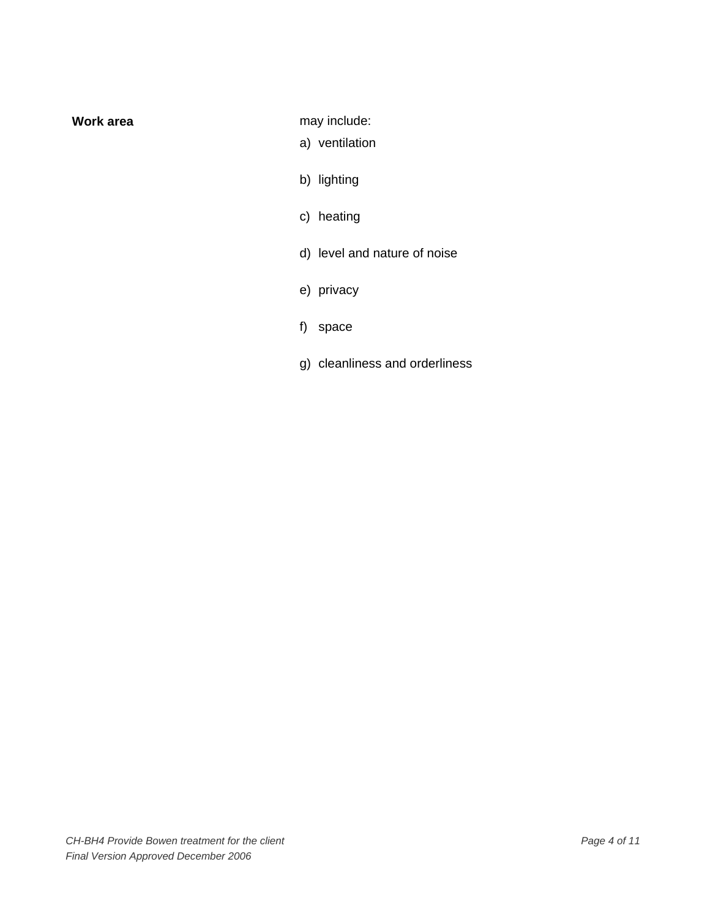| | |
|---|---|
| **Work area** | may include:<br>a) ventilation<br>b) lighting<br>c) heating<br>d) level and nature of noise<br>e) privacy<br>f) space<br>g) cleanliness and orderliness |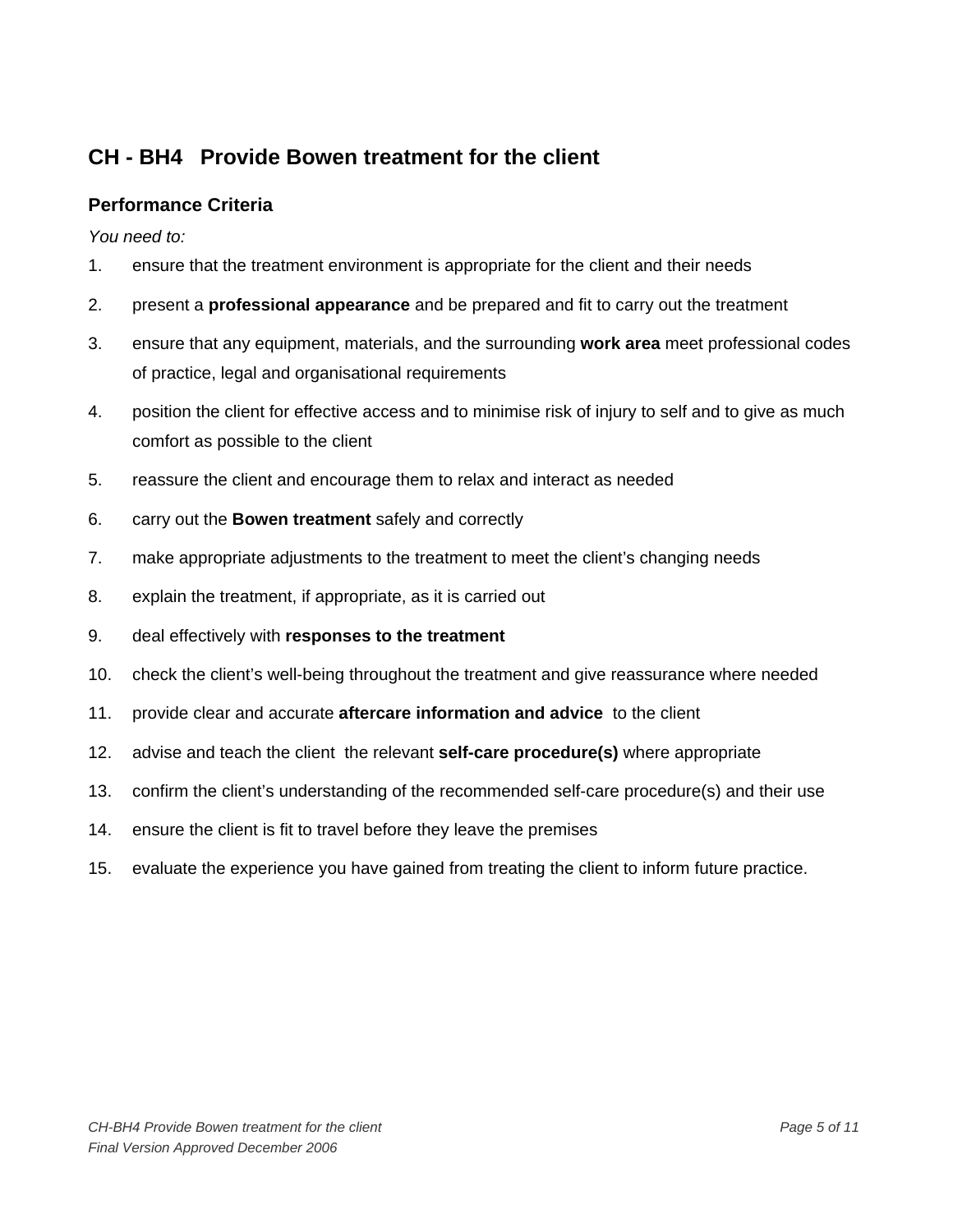## CH - BH4 Provide Bowen treatment for the client

### Performance Criteria

*You need to:*

1. ensure that the treatment environment is appropriate for the client and their needs
2. present a **professional appearance** and be prepared and fit to carry out the treatment
3. ensure that any equipment, materials, and the surrounding **work area** meet professional codes of practice, legal and organisational requirements
4. position the client for effective access and to minimise risk of injury to self and to give as much comfort as possible to the client
5. reassure the client and encourage them to relax and interact as needed
6. carry out the **Bowen treatment** safely and correctly
7. make appropriate adjustments to the treatment to meet the client's changing needs
8. explain the treatment, if appropriate, as it is carried out
9. deal effectively with **responses to the treatment**
10. check the client's well-being throughout the treatment and give reassurance where needed
11. provide clear and accurate **aftercare information and advice** to the client
12. advise and teach the client the relevant **self-care procedure(s)** where appropriate
13. confirm the client's understanding of the recommended self-care procedure(s) and their use
14. ensure the client is fit to travel before they leave the premises
15. evaluate the experience you have gained from treating the client to inform future practice.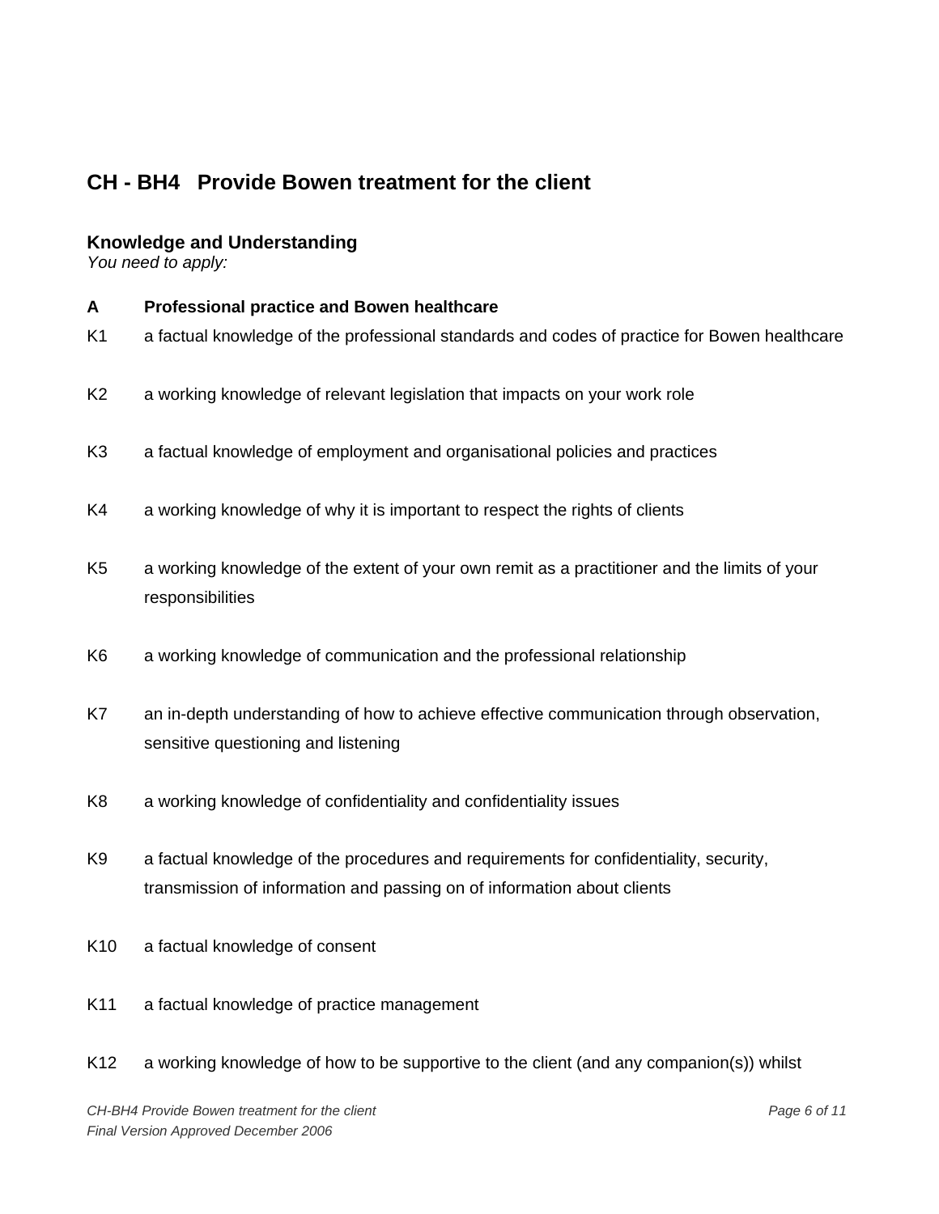## CH - BH4 Provide Bowen treatment for the client

### Knowledge and Understanding

*You need to apply:*

**A Professional practice and Bowen healthcare**

K1 a factual knowledge of the professional standards and codes of practice for Bowen healthcare

K2 a working knowledge of relevant legislation that impacts on your work role

K3 a factual knowledge of employment and organisational policies and practices

K4 a working knowledge of why it is important to respect the rights of clients

K5 a working knowledge of the extent of your own remit as a practitioner and the limits of your responsibilities

K6 a working knowledge of communication and the professional relationship

K7 an in-depth understanding of how to achieve effective communication through observation, sensitive questioning and listening

K8 a working knowledge of confidentiality and confidentiality issues

K9 a factual knowledge of the procedures and requirements for confidentiality, security, transmission of information and passing on of information about clients

K10 a factual knowledge of consent

K11 a factual knowledge of practice management

K12 a working knowledge of how to be supportive to the client (and any companion(s)) whilst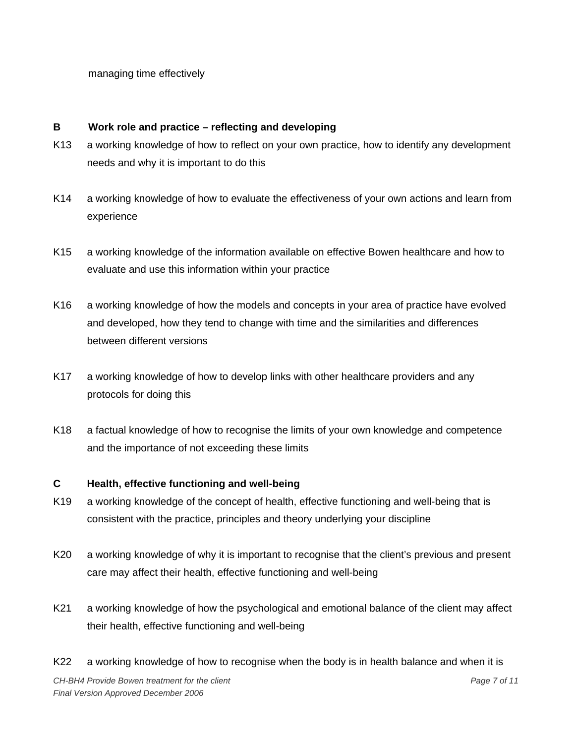managing time effectively

**B Work role and practice – reflecting and developing**

K13 a working knowledge of how to reflect on your own practice, how to identify any development needs and why it is important to do this

K14 a working knowledge of how to evaluate the effectiveness of your own actions and learn from experience

K15 a working knowledge of the information available on effective Bowen healthcare and how to evaluate and use this information within your practice

K16 a working knowledge of how the models and concepts in your area of practice have evolved and developed, how they tend to change with time and the similarities and differences between different versions

K17 a working knowledge of how to develop links with other healthcare providers and any protocols for doing this

K18 a factual knowledge of how to recognise the limits of your own knowledge and competence and the importance of not exceeding these limits

**C Health, effective functioning and well-being**

K19 a working knowledge of the concept of health, effective functioning and well-being that is consistent with the practice, principles and theory underlying your discipline

K20 a working knowledge of why it is important to recognise that the client's previous and present care may affect their health, effective functioning and well-being

K21 a working knowledge of how the psychological and emotional balance of the client may affect their health, effective functioning and well-being

K22 a working knowledge of how to recognise when the body is in health balance and when it is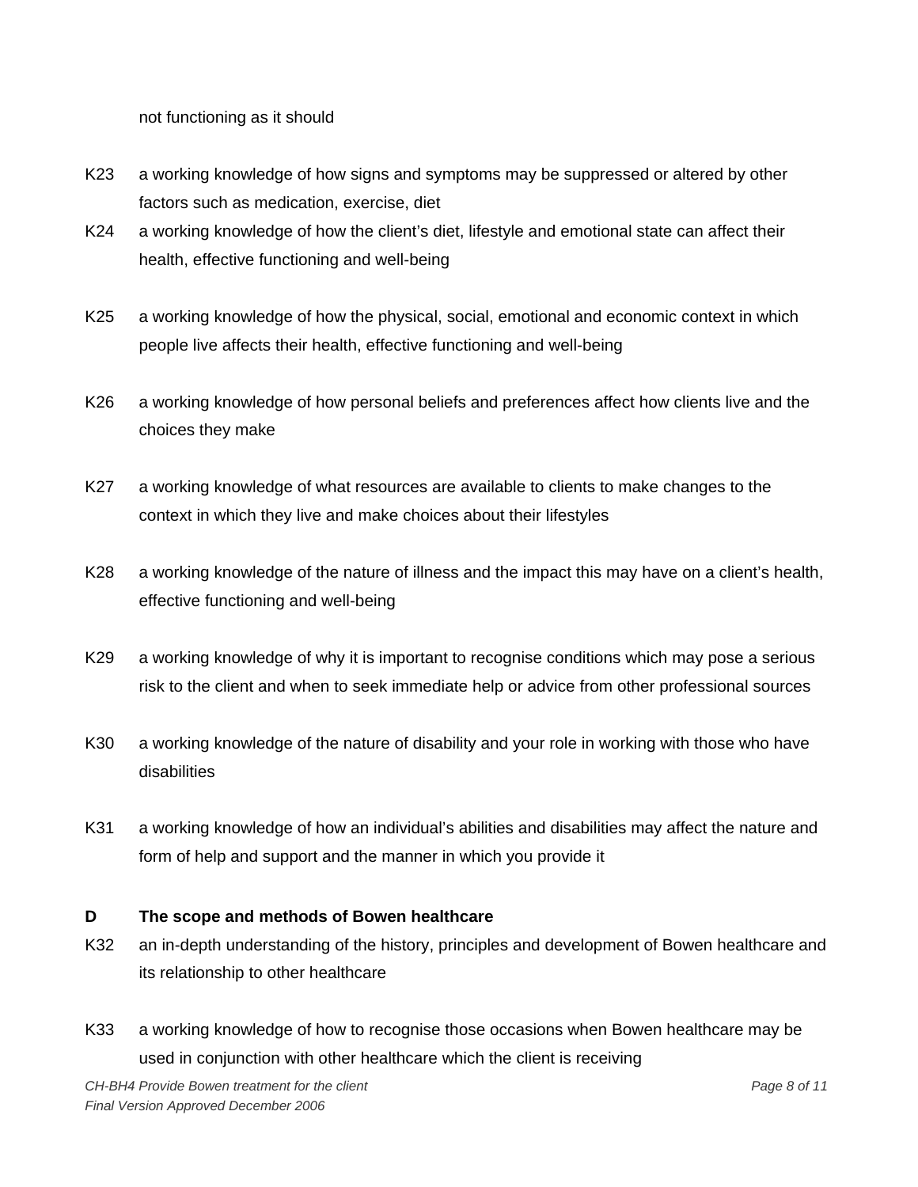not functioning as it should

K23 a working knowledge of how signs and symptoms may be suppressed or altered by other factors such as medication, exercise, diet

K24 a working knowledge of how the client's diet, lifestyle and emotional state can affect their health, effective functioning and well-being

K25 a working knowledge of how the physical, social, emotional and economic context in which people live affects their health, effective functioning and well-being

K26 a working knowledge of how personal beliefs and preferences affect how clients live and the choices they make

K27 a working knowledge of what resources are available to clients to make changes to the context in which they live and make choices about their lifestyles

K28 a working knowledge of the nature of illness and the impact this may have on a client's health, effective functioning and well-being

K29 a working knowledge of why it is important to recognise conditions which may pose a serious risk to the client and when to seek immediate help or advice from other professional sources

K30 a working knowledge of the nature of disability and your role in working with those who have disabilities

K31 a working knowledge of how an individual's abilities and disabilities may affect the nature and form of help and support and the manner in which you provide it

**D The scope and methods of Bowen healthcare**

K32 an in-depth understanding of the history, principles and development of Bowen healthcare and its relationship to other healthcare

K33 a working knowledge of how to recognise those occasions when Bowen healthcare may be used in conjunction with other healthcare which the client is receiving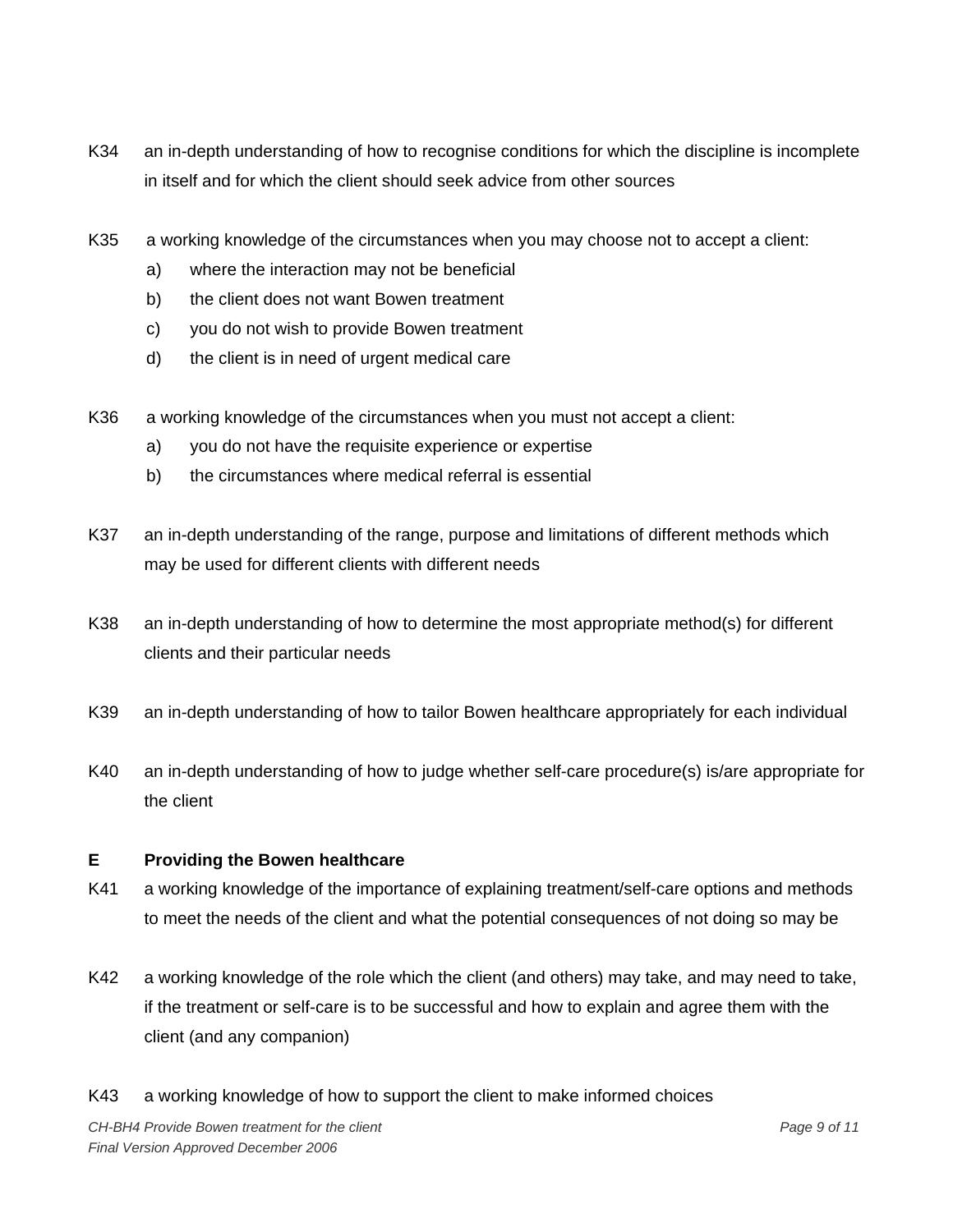K34 an in-depth understanding of how to recognise conditions for which the discipline is incomplete in itself and for which the client should seek advice from other sources

K35 a working knowledge of the circumstances when you may choose not to accept a client:

- a) where the interaction may not be beneficial
- b) the client does not want Bowen treatment
- c) you do not wish to provide Bowen treatment
- d) the client is in need of urgent medical care

K36 a working knowledge of the circumstances when you must not accept a client:

- a) you do not have the requisite experience or expertise
- b) the circumstances where medical referral is essential

K37 an in-depth understanding of the range, purpose and limitations of different methods which may be used for different clients with different needs

K38 an in-depth understanding of how to determine the most appropriate method(s) for different clients and their particular needs

K39 an in-depth understanding of how to tailor Bowen healthcare appropriately for each individual

K40 an in-depth understanding of how to judge whether self-care procedure(s) is/are appropriate for the client

**E Providing the Bowen healthcare**

K41 a working knowledge of the importance of explaining treatment/self-care options and methods to meet the needs of the client and what the potential consequences of not doing so may be

K42 a working knowledge of the role which the client (and others) may take, and may need to take, if the treatment or self-care is to be successful and how to explain and agree them with the client (and any companion)

K43 a working knowledge of how to support the client to make informed choices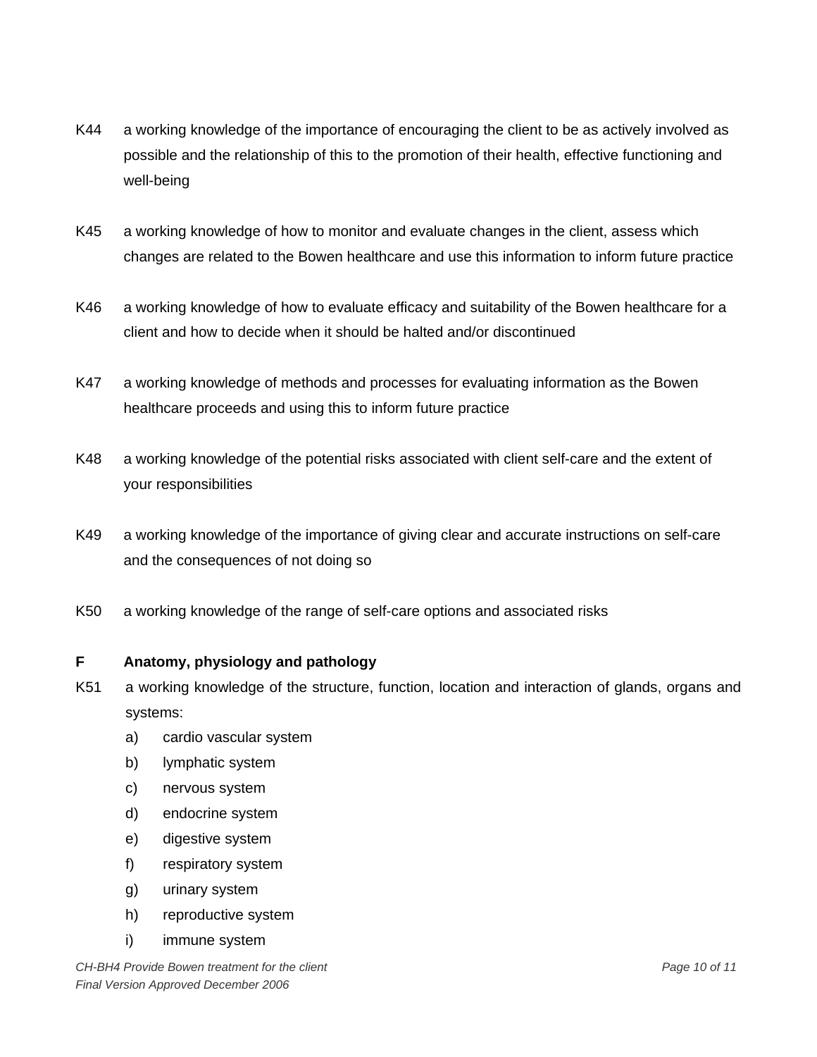K44 a working knowledge of the importance of encouraging the client to be as actively involved as possible and the relationship of this to the promotion of their health, effective functioning and well-being

K45 a working knowledge of how to monitor and evaluate changes in the client, assess which changes are related to the Bowen healthcare and use this information to inform future practice

K46 a working knowledge of how to evaluate efficacy and suitability of the Bowen healthcare for a client and how to decide when it should be halted and/or discontinued

K47 a working knowledge of methods and processes for evaluating information as the Bowen healthcare proceeds and using this to inform future practice

K48 a working knowledge of the potential risks associated with client self-care and the extent of your responsibilities

K49 a working knowledge of the importance of giving clear and accurate instructions on self-care and the consequences of not doing so

K50 a working knowledge of the range of self-care options and associated risks

**F Anatomy, physiology and pathology**

K51 a working knowledge of the structure, function, location and interaction of glands, organs and systems:

a) cardio vascular system
b) lymphatic system
c) nervous system
d) endocrine system
e) digestive system
f) respiratory system
g) urinary system
h) reproductive system
i) immune system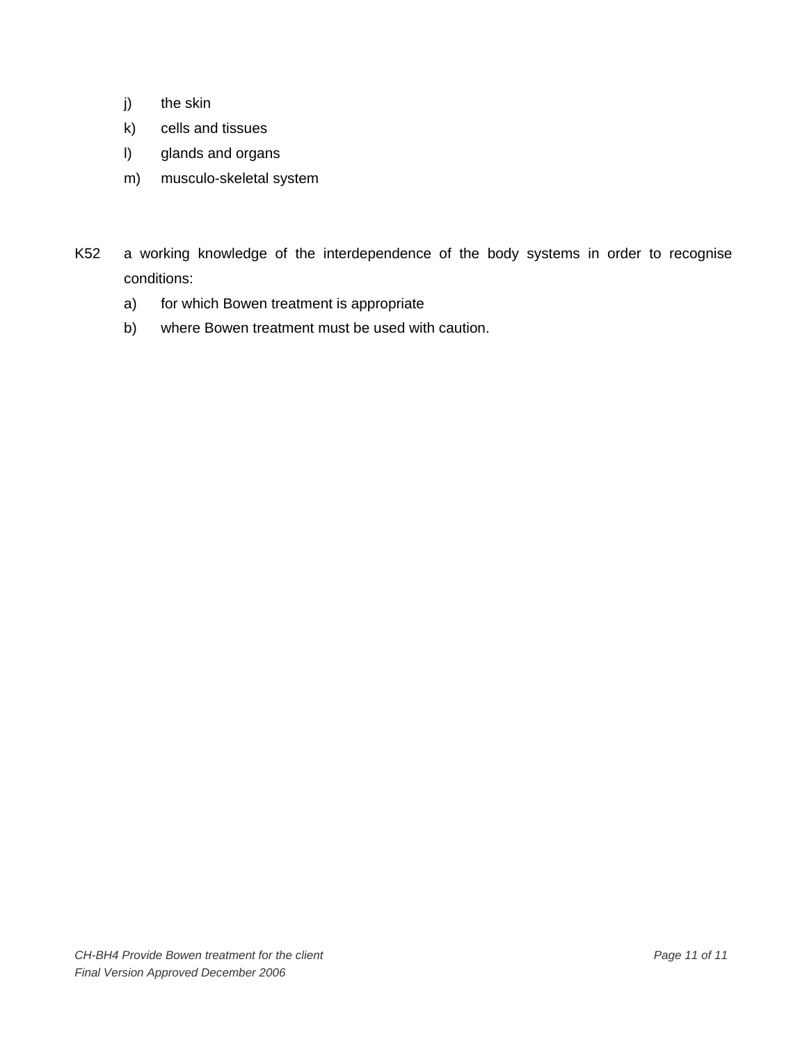j) the skin

k) cells and tissues

l) glands and organs

m) musculo-skeletal system

K52 a working knowledge of the interdependence of the body systems in order to recognise conditions:

a) for which Bowen treatment is appropriate

b) where Bowen treatment must be used with caution.